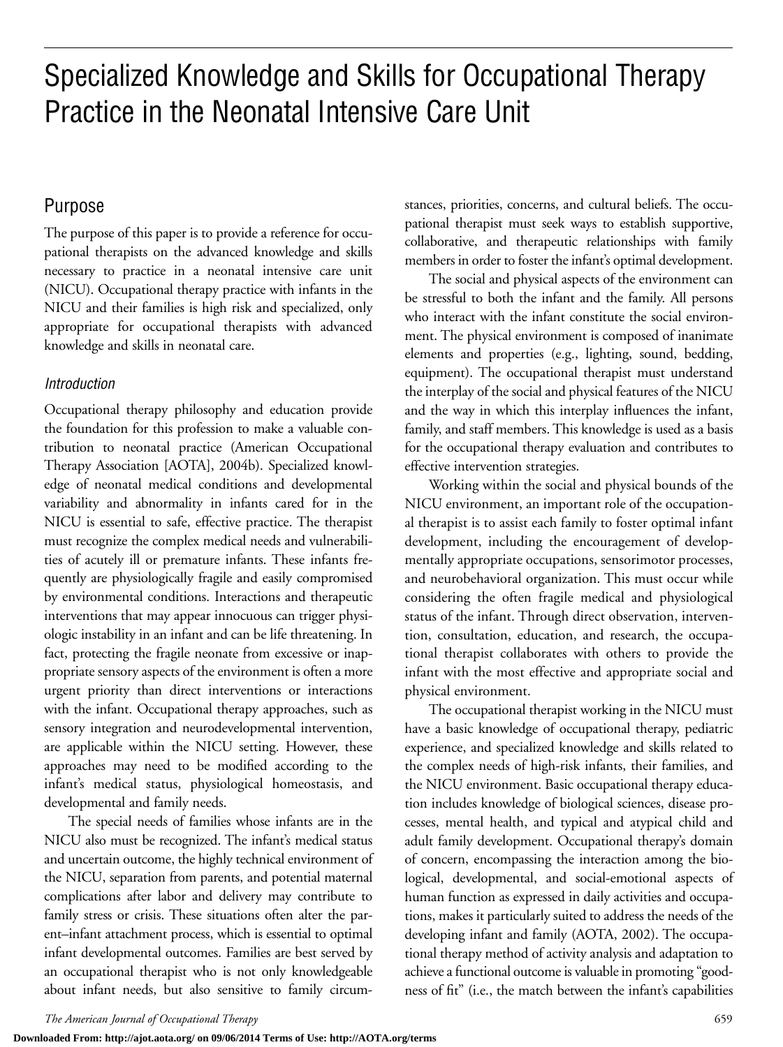# Specialized Knowledge and Skills for Occupational Therapy Practice in the Neonatal Intensive Care Unit

## Purpose

The purpose of this paper is to provide a reference for occupational therapists on the advanced knowledge and skills necessary to practice in a neonatal intensive care unit (NICU). Occupational therapy practice with infants in the NICU and their families is high risk and specialized, only appropriate for occupational therapists with advanced knowledge and skills in neonatal care.

### *Introduction*

Occupational therapy philosophy and education provide the foundation for this profession to make a valuable contribution to neonatal practice (American Occupational Therapy Association [AOTA], 2004b). Specialized knowledge of neonatal medical conditions and developmental variability and abnormality in infants cared for in the NICU is essential to safe, effective practice. The therapist must recognize the complex medical needs and vulnerabilities of acutely ill or premature infants. These infants frequently are physiologically fragile and easily compromised by environmental conditions. Interactions and therapeutic interventions that may appear innocuous can trigger physiologic instability in an infant and can be life threatening. In fact, protecting the fragile neonate from excessive or inappropriate sensory aspects of the environment is often a more urgent priority than direct interventions or interactions with the infant. Occupational therapy approaches, such as sensory integration and neurodevelopmental intervention, are applicable within the NICU setting. However, these approaches may need to be modified according to the infant's medical status, physiological homeostasis, and developmental and family needs.

The special needs of families whose infants are in the NICU also must be recognized. The infant's medical status and uncertain outcome, the highly technical environment of the NICU, separation from parents, and potential maternal complications after labor and delivery may contribute to family stress or crisis. These situations often alter the parent–infant attachment process, which is essential to optimal infant developmental outcomes. Families are best served by an occupational therapist who is not only knowledgeable about infant needs, but also sensitive to family circumstances, priorities, concerns, and cultural beliefs. The occupational therapist must seek ways to establish supportive, collaborative, and therapeutic relationships with family members in order to foster the infant's optimal development.

The social and physical aspects of the environment can be stressful to both the infant and the family. All persons who interact with the infant constitute the social environment. The physical environment is composed of inanimate elements and properties (e.g., lighting, sound, bedding, equipment). The occupational therapist must understand the interplay of the social and physical features of the NICU and the way in which this interplay influences the infant, family, and staff members. This knowledge is used as a basis for the occupational therapy evaluation and contributes to effective intervention strategies.

Working within the social and physical bounds of the NICU environment, an important role of the occupational therapist is to assist each family to foster optimal infant development, including the encouragement of developmentally appropriate occupations, sensorimotor processes, and neurobehavioral organization. This must occur while considering the often fragile medical and physiological status of the infant. Through direct observation, intervention, consultation, education, and research, the occupational therapist collaborates with others to provide the infant with the most effective and appropriate social and physical environment.

The occupational therapist working in the NICU must have a basic knowledge of occupational therapy, pediatric experience, and specialized knowledge and skills related to the complex needs of high-risk infants, their families, and the NICU environment. Basic occupational therapy education includes knowledge of biological sciences, disease processes, mental health, and typical and atypical child and adult family development. Occupational therapy's domain of concern, encompassing the interaction among the biological, developmental, and social-emotional aspects of human function as expressed in daily activities and occupations, makes it particularly suited to address the needs of the developing infant and family (AOTA, 2002). The occupational therapy method of activity analysis and adaptation to achieve a functional outcome is valuable in promoting "goodness of fit" (i.e., the match between the infant's capabilities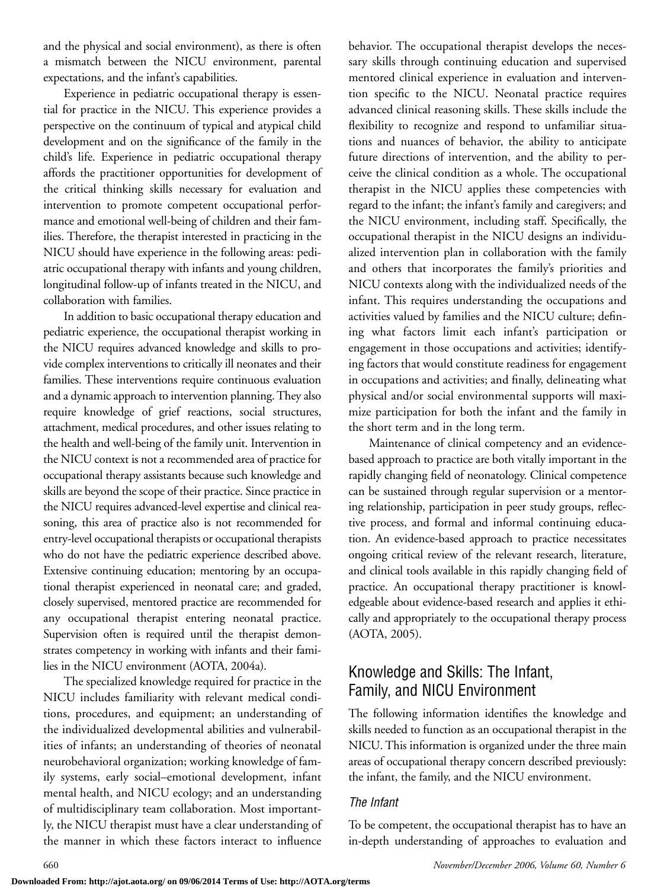and the physical and social environment), as there is often a mismatch between the NICU environment, parental expectations, and the infant's capabilities.

Experience in pediatric occupational therapy is essential for practice in the NICU. This experience provides a perspective on the continuum of typical and atypical child development and on the significance of the family in the child's life. Experience in pediatric occupational therapy affords the practitioner opportunities for development of the critical thinking skills necessary for evaluation and intervention to promote competent occupational performance and emotional well-being of children and their families. Therefore, the therapist interested in practicing in the NICU should have experience in the following areas: pediatric occupational therapy with infants and young children, longitudinal follow-up of infants treated in the NICU, and collaboration with families.

In addition to basic occupational therapy education and pediatric experience, the occupational therapist working in the NICU requires advanced knowledge and skills to provide complex interventions to critically ill neonates and their families. These interventions require continuous evaluation and a dynamic approach to intervention planning. They also require knowledge of grief reactions, social structures, attachment, medical procedures, and other issues relating to the health and well-being of the family unit. Intervention in the NICU context is not a recommended area of practice for occupational therapy assistants because such knowledge and skills are beyond the scope of their practice. Since practice in the NICU requires advanced-level expertise and clinical reasoning, this area of practice also is not recommended for entry-level occupational therapists or occupational therapists who do not have the pediatric experience described above. Extensive continuing education; mentoring by an occupational therapist experienced in neonatal care; and graded, closely supervised, mentored practice are recommended for any occupational therapist entering neonatal practice. Supervision often is required until the therapist demonstrates competency in working with infants and their families in the NICU environment (AOTA, 2004a).

The specialized knowledge required for practice in the NICU includes familiarity with relevant medical conditions, procedures, and equipment; an understanding of the individualized developmental abilities and vulnerabilities of infants; an understanding of theories of neonatal neurobehavioral organization; working knowledge of family systems, early social–emotional development, infant mental health, and NICU ecology; and an understanding of multidisciplinary team collaboration. Most importantly, the NICU therapist must have a clear understanding of the manner in which these factors interact to influence behavior. The occupational therapist develops the necessary skills through continuing education and supervised mentored clinical experience in evaluation and intervention specific to the NICU. Neonatal practice requires advanced clinical reasoning skills. These skills include the flexibility to recognize and respond to unfamiliar situations and nuances of behavior, the ability to anticipate future directions of intervention, and the ability to perceive the clinical condition as a whole. The occupational therapist in the NICU applies these competencies with regard to the infant; the infant's family and caregivers; and the NICU environment, including staff. Specifically, the occupational therapist in the NICU designs an individualized intervention plan in collaboration with the family and others that incorporates the family's priorities and NICU contexts along with the individualized needs of the infant. This requires understanding the occupations and activities valued by families and the NICU culture; defining what factors limit each infant's participation or engagement in those occupations and activities; identifying factors that would constitute readiness for engagement in occupations and activities; and finally, delineating what physical and/or social environmental supports will maximize participation for both the infant and the family in the short term and in the long term.

Maintenance of clinical competency and an evidence-based approach to practice are both vitally important in the rapidly changing field of neonatology. Clinical competence can be sustained through regular supervision or a mentoring relationship, participation in peer study groups, reflective process, and formal and informal continuing education. An evidence-based approach to practice necessitates ongoing critical review of the relevant research, literature, and clinical tools available in this rapidly changing field of practice. An occupational therapy practitioner is knowledgeable about evidence-based research and applies it ethically and appropriately to the occupational therapy process (AOTA, 2005).

## Knowledge and Skills: The Infant, Family, and NICU Environment

The following information identifies the knowledge and skills needed to function as an occupational therapist in the NICU. This information is organized under the three main areas of occupational therapy concern described previously: the infant, the family, and the NICU environment.

### *The Infant*

To be competent, the occupational therapist has to have an in-depth understanding of approaches to evaluation and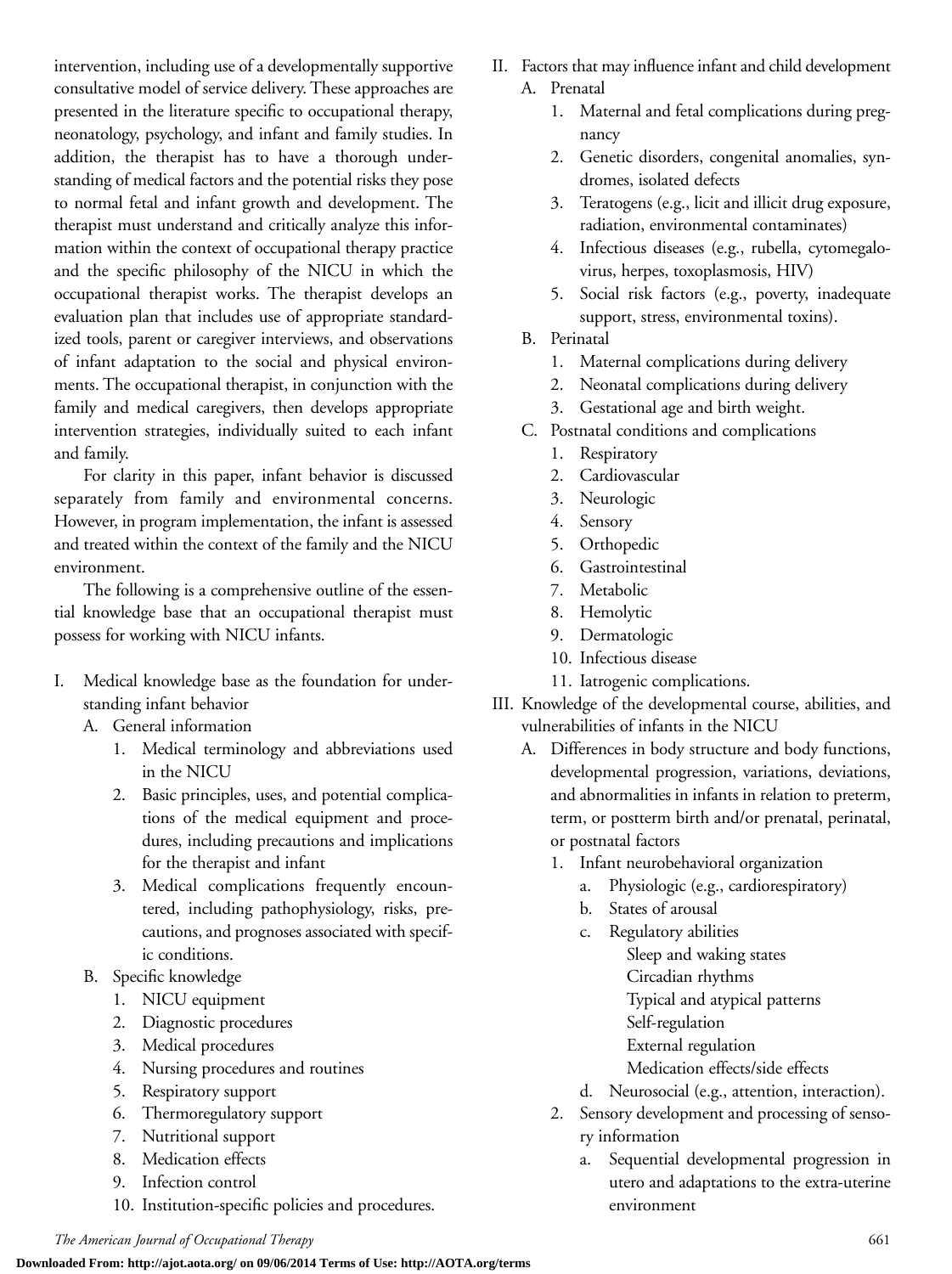intervention, including use of a developmentally supportive consultative model of service delivery. These approaches are presented in the literature specific to occupational therapy, neonatology, psychology, and infant and family studies. In addition, the therapist has to have a thorough understanding of medical factors and the potential risks they pose to normal fetal and infant growth and development. The therapist must understand and critically analyze this information within the context of occupational therapy practice and the specific philosophy of the NICU in which the occupational therapist works. The therapist develops an evaluation plan that includes use of appropriate standardized tools, parent or caregiver interviews, and observations of infant adaptation to the social and physical environments. The occupational therapist, in conjunction with the family and medical caregivers, then develops appropriate intervention strategies, individually suited to each infant and family.

For clarity in this paper, infant behavior is discussed separately from family and environmental concerns. However, in program implementation, the infant is assessed and treated within the context of the family and the NICU environment.

The following is a comprehensive outline of the essential knowledge base that an occupational therapist must possess for working with NICU infants.

I. Medical knowledge base as the foundation for understanding infant behavior
   A. General information
      1. Medical terminology and abbreviations used in the NICU
      2. Basic principles, uses, and potential complications of the medical equipment and procedures, including precautions and implications for the therapist and infant
      3. Medical complications frequently encountered, including pathophysiology, risks, precautions, and prognoses associated with specific conditions.
   B. Specific knowledge
      1. NICU equipment
      2. Diagnostic procedures
      3. Medical procedures
      4. Nursing procedures and routines
      5. Respiratory support
      6. Thermoregulatory support
      7. Nutritional support
      8. Medication effects
      9. Infection control
      10. Institution-specific policies and procedures.

II. Factors that may influence infant and child development
   A. Prenatal
      1. Maternal and fetal complications during pregnancy
      2. Genetic disorders, congenital anomalies, syndromes, isolated defects
      3. Teratogens (e.g., licit and illicit drug exposure, radiation, environmental contaminates)
      4. Infectious diseases (e.g., rubella, cytomegalovirus, herpes, toxoplasmosis, HIV)
      5. Social risk factors (e.g., poverty, inadequate support, stress, environmental toxins).
   B. Perinatal
      1. Maternal complications during delivery
      2. Neonatal complications during delivery
      3. Gestational age and birth weight.
   C. Postnatal conditions and complications
      1. Respiratory
      2. Cardiovascular
      3. Neurologic
      4. Sensory
      5. Orthopedic
      6. Gastrointestinal
      7. Metabolic
      8. Hemolytic
      9. Dermatologic
      10. Infectious disease
      11. Iatrogenic complications.

III. Knowledge of the developmental course, abilities, and vulnerabilities of infants in the NICU
   A. Differences in body structure and body functions, developmental progression, variations, deviations, and abnormalities in infants in relation to preterm, term, or postterm birth and/or prenatal, perinatal, or postnatal factors
      1. Infant neurobehavioral organization
         a. Physiologic (e.g., cardiorespiratory)
         b. States of arousal
         c. Regulatory abilities
            - Sleep and waking states
            - Circadian rhythms
            - Typical and atypical patterns
            - Self-regulation
            - External regulation
            - Medication effects/side effects
         d. Neurosocial (e.g., attention, interaction).
      2. Sensory development and processing of sensory information
         a. Sequential developmental progression in utero and adaptations to the extra-uterine environment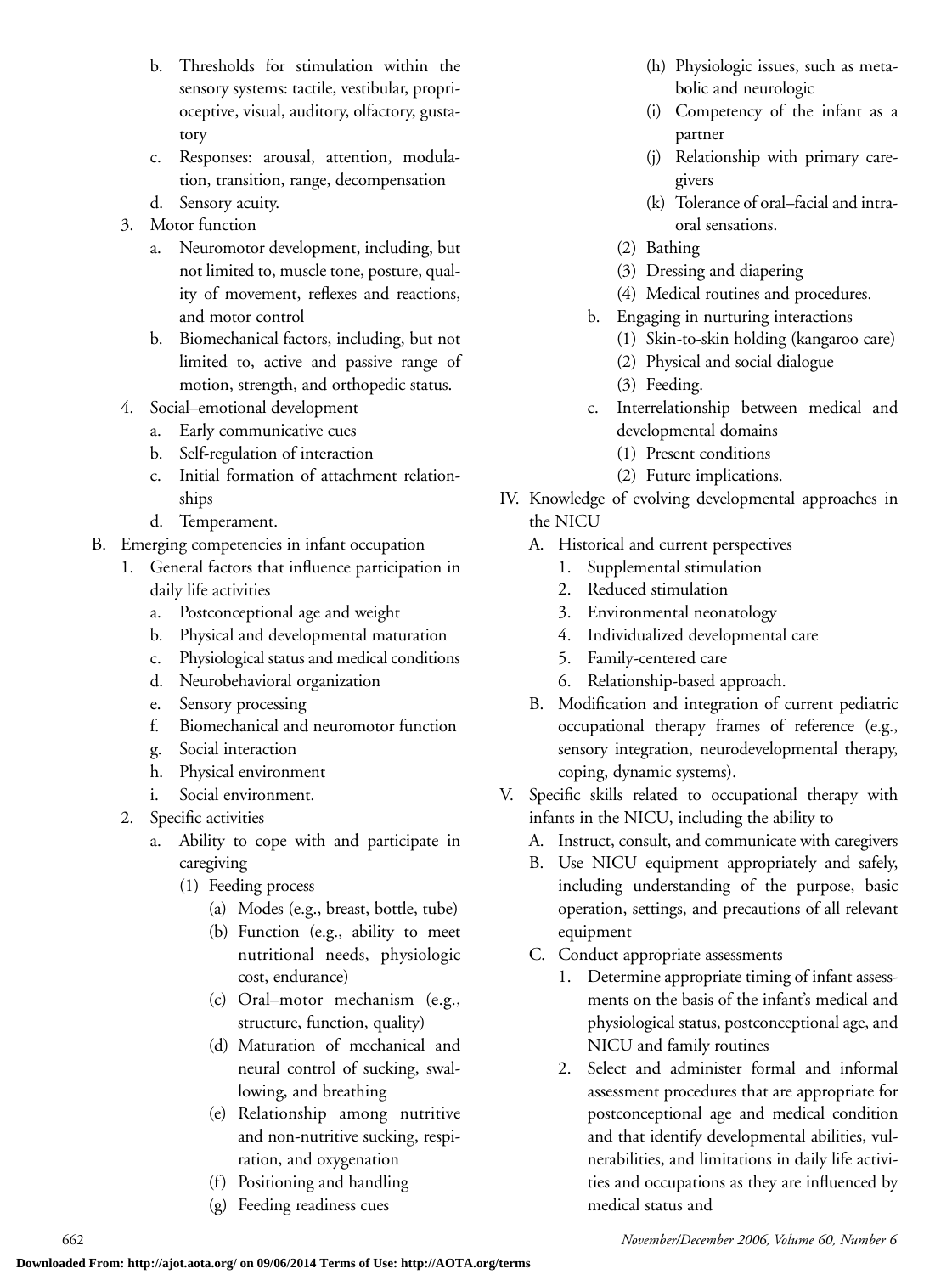b. Thresholds for stimulation within the sensory systems: tactile, vestibular, proprioceptive, visual, auditory, olfactory, gustatory
c. Responses: arousal, attention, modulation, transition, range, decompensation
d. Sensory acuity.

3. Motor function
   a. Neuromotor development, including, but not limited to, muscle tone, posture, quality of movement, reflexes and reactions, and motor control
   b. Biomechanical factors, including, but not limited to, active and passive range of motion, strength, and orthopedic status.
4. Social–emotional development
   a. Early communicative cues
   b. Self-regulation of interaction
   c. Initial formation of attachment relationships
   d. Temperament.

B. Emerging competencies in infant occupation
   1. General factors that influence participation in daily life activities
      a. Postconceptional age and weight
      b. Physical and developmental maturation
      c. Physiological status and medical conditions
      d. Neurobehavioral organization
      e. Sensory processing
      f. Biomechanical and neuromotor function
      g. Social interaction
      h. Physical environment
      i. Social environment.
   2. Specific activities
      a. Ability to cope with and participate in caregiving
         (1) Feeding process
            (a) Modes (e.g., breast, bottle, tube)
            (b) Function (e.g., ability to meet nutritional needs, physiologic cost, endurance)
            (c) Oral–motor mechanism (e.g., structure, function, quality)
            (d) Maturation of mechanical and neural control of sucking, swallowing, and breathing
            (e) Relationship among nutritive and non-nutritive sucking, respiration, and oxygenation
            (f) Positioning and handling
            (g) Feeding readiness cues
            (h) Physiologic issues, such as metabolic and neurologic
            (i) Competency of the infant as a partner
            (j) Relationship with primary caregivers
            (k) Tolerance of oral–facial and intraoral sensations.
         (2) Bathing
         (3) Dressing and diapering
         (4) Medical routines and procedures.
      b. Engaging in nurturing interactions
         (1) Skin-to-skin holding (kangaroo care)
         (2) Physical and social dialogue
         (3) Feeding.
      c. Interrelationship between medical and developmental domains
         (1) Present conditions
         (2) Future implications.

IV. Knowledge of evolving developmental approaches in the NICU
   A. Historical and current perspectives
      1. Supplemental stimulation
      2. Reduced stimulation
      3. Environmental neonatology
      4. Individualized developmental care
      5. Family-centered care
      6. Relationship-based approach.
   B. Modification and integration of current pediatric occupational therapy frames of reference (e.g., sensory integration, neurodevelopmental therapy, coping, dynamic systems).

V. Specific skills related to occupational therapy with infants in the NICU, including the ability to
   A. Instruct, consult, and communicate with caregivers
   B. Use NICU equipment appropriately and safely, including understanding of the purpose, basic operation, settings, and precautions of all relevant equipment
   C. Conduct appropriate assessments
      1. Determine appropriate timing of infant assessments on the basis of the infant's medical and physiological status, postconceptional age, and NICU and family routines
      2. Select and administer formal and informal assessment procedures that are appropriate for postconceptional age and medical condition and that identify developmental abilities, vulnerabilities, and limitations in daily life activities and occupations as they are influenced by medical status and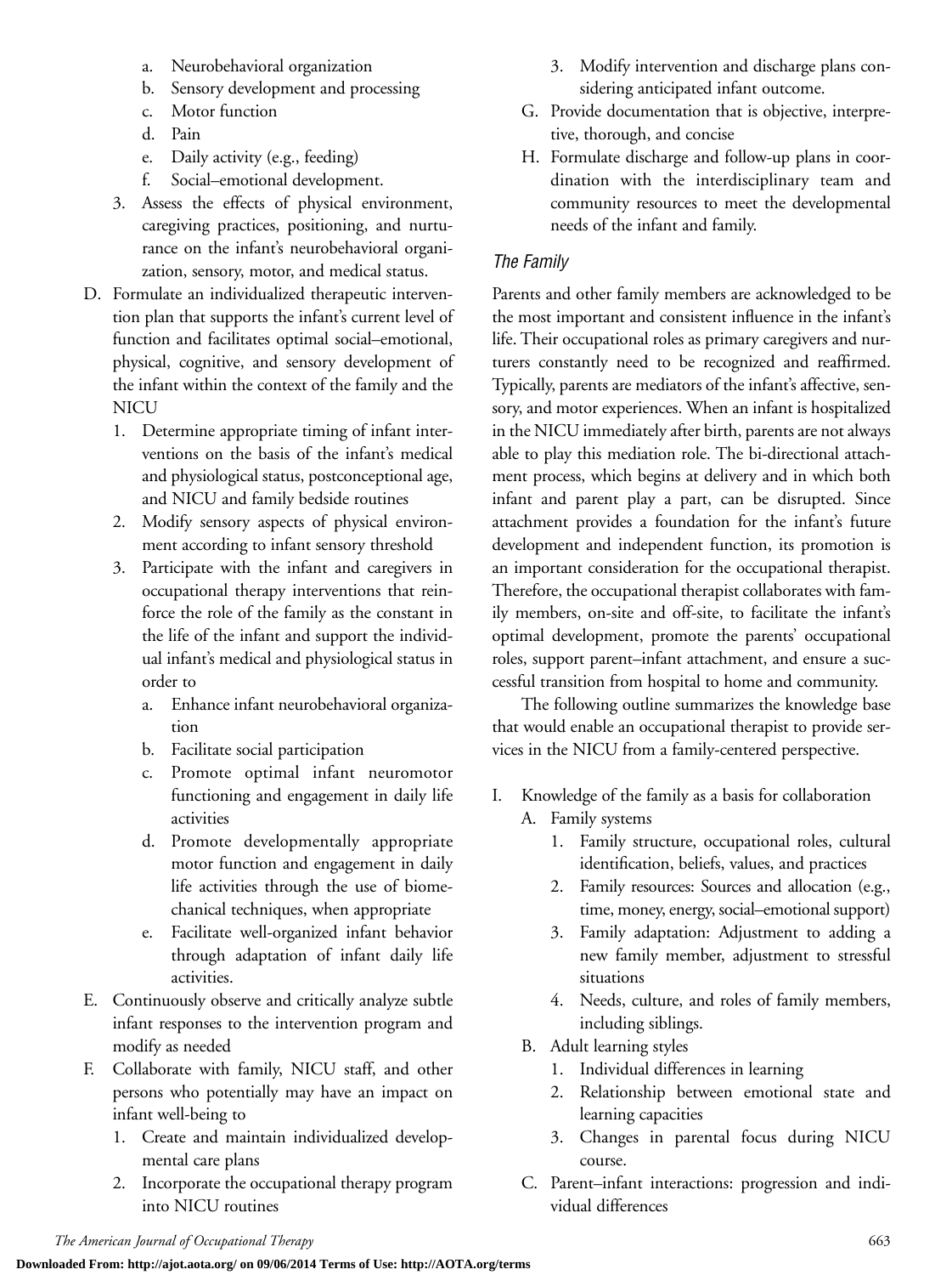a. Neurobehavioral organization
   b. Sensory development and processing
   c. Motor function
   d. Pain
   e. Daily activity (e.g., feeding)
   f. Social–emotional development.
3. Assess the effects of physical environment, caregiving practices, positioning, and nurturance on the infant's neurobehavioral organization, sensory, motor, and medical status.

D. Formulate an individualized therapeutic intervention plan that supports the infant's current level of function and facilitates optimal social–emotional, physical, cognitive, and sensory development of the infant within the context of the family and the NICU
   1. Determine appropriate timing of infant interventions on the basis of the infant's medical and physiological status, postconceptional age, and NICU and family bedside routines
   2. Modify sensory aspects of physical environment according to infant sensory threshold
   3. Participate with the infant and caregivers in occupational therapy interventions that reinforce the role of the family as the constant in the life of the infant and support the individual infant's medical and physiological status in order to
      a. Enhance infant neurobehavioral organization
      b. Facilitate social participation
      c. Promote optimal infant neuromotor functioning and engagement in daily life activities
      d. Promote developmentally appropriate motor function and engagement in daily life activities through the use of biomechanical techniques, when appropriate
      e. Facilitate well-organized infant behavior through adaptation of infant daily life activities.

E. Continuously observe and critically analyze subtle infant responses to the intervention program and modify as needed

F. Collaborate with family, NICU staff, and other persons who potentially may have an impact on infant well-being to
   1. Create and maintain individualized developmental care plans
   2. Incorporate the occupational therapy program into NICU routines
   3. Modify intervention and discharge plans considering anticipated infant outcome.

G. Provide documentation that is objective, interpretive, thorough, and concise

H. Formulate discharge and follow-up plans in coordination with the interdisciplinary team and community resources to meet the developmental needs of the infant and family.

### *The Family*

Parents and other family members are acknowledged to be the most important and consistent influence in the infant's life. Their occupational roles as primary caregivers and nurturers constantly need to be recognized and reaffirmed. Typically, parents are mediators of the infant's affective, sensory, and motor experiences. When an infant is hospitalized in the NICU immediately after birth, parents are not always able to play this mediation role. The bi-directional attachment process, which begins at delivery and in which both infant and parent play a part, can be disrupted. Since attachment provides a foundation for the infant's future development and independent function, its promotion is an important consideration for the occupational therapist. Therefore, the occupational therapist collaborates with family members, on-site and off-site, to facilitate the infant's optimal development, promote the parents' occupational roles, support parent–infant attachment, and ensure a successful transition from hospital to home and community.

The following outline summarizes the knowledge base that would enable an occupational therapist to provide services in the NICU from a family-centered perspective.

I. Knowledge of the family as a basis for collaboration
   A. Family systems
      1. Family structure, occupational roles, cultural identification, beliefs, values, and practices
      2. Family resources: Sources and allocation (e.g., time, money, energy, social–emotional support)
      3. Family adaptation: Adjustment to adding a new family member, adjustment to stressful situations
      4. Needs, culture, and roles of family members, including siblings.
   B. Adult learning styles
      1. Individual differences in learning
      2. Relationship between emotional state and learning capacities
      3. Changes in parental focus during NICU course.
   C. Parent–infant interactions: progression and individual differences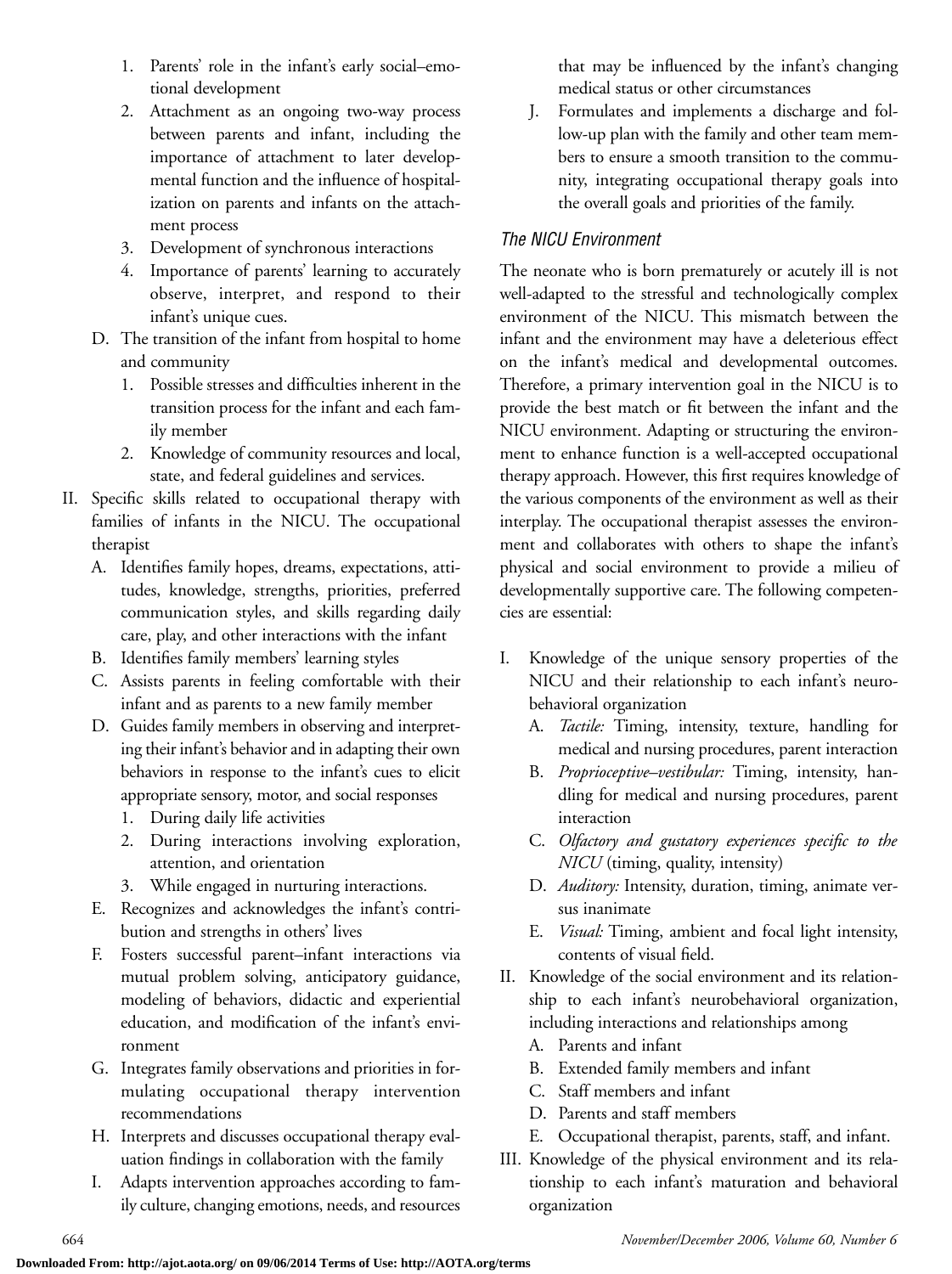1. Parents' role in the infant's early social–emotional development
2. Attachment as an ongoing two-way process between parents and infant, including the importance of attachment to later developmental function and the influence of hospitalization on parents and infants on the attachment process
3. Development of synchronous interactions
4. Importance of parents' learning to accurately observe, interpret, and respond to their infant's unique cues.

D. The transition of the infant from hospital to home and community
1. Possible stresses and difficulties inherent in the transition process for the infant and each family member
2. Knowledge of community resources and local, state, and federal guidelines and services.

II. Specific skills related to occupational therapy with families of infants in the NICU. The occupational therapist

A. Identifies family hopes, dreams, expectations, attitudes, knowledge, strengths, priorities, preferred communication styles, and skills regarding daily care, play, and other interactions with the infant

B. Identifies family members' learning styles

C. Assists parents in feeling comfortable with their infant and as parents to a new family member

D. Guides family members in observing and interpreting their infant's behavior and in adapting their own behaviors in response to the infant's cues to elicit appropriate sensory, motor, and social responses
1. During daily life activities
2. During interactions involving exploration, attention, and orientation
3. While engaged in nurturing interactions.

E. Recognizes and acknowledges the infant's contribution and strengths in others' lives

F. Fosters successful parent–infant interactions via mutual problem solving, anticipatory guidance, modeling of behaviors, didactic and experiential education, and modification of the infant's environment

G. Integrates family observations and priorities in formulating occupational therapy intervention recommendations

H. Interprets and discusses occupational therapy evaluation findings in collaboration with the family

I. Adapts intervention approaches according to family culture, changing emotions, needs, and resources that may be influenced by the infant's changing medical status or other circumstances

J. Formulates and implements a discharge and follow-up plan with the family and other team members to ensure a smooth transition to the community, integrating occupational therapy goals into the overall goals and priorities of the family.

### *The NICU Environment*

The neonate who is born prematurely or acutely ill is not well-adapted to the stressful and technologically complex environment of the NICU. This mismatch between the infant and the environment may have a deleterious effect on the infant's medical and developmental outcomes. Therefore, a primary intervention goal in the NICU is to provide the best match or fit between the infant and the NICU environment. Adapting or structuring the environment to enhance function is a well-accepted occupational therapy approach. However, this first requires knowledge of the various components of the environment as well as their interplay. The occupational therapist assesses the environment and collaborates with others to shape the infant's physical and social environment to provide a milieu of developmentally supportive care. The following competencies are essential:

I. Knowledge of the unique sensory properties of the NICU and their relationship to each infant's neurobehavioral organization

A. *Tactile:* Timing, intensity, texture, handling for medical and nursing procedures, parent interaction

B. *Proprioceptive–vestibular:* Timing, intensity, handling for medical and nursing procedures, parent interaction

C. *Olfactory and gustatory experiences specific to the NICU* (timing, quality, intensity)

D. *Auditory:* Intensity, duration, timing, animate versus inanimate

E. *Visual:* Timing, ambient and focal light intensity, contents of visual field.

II. Knowledge of the social environment and its relationship to each infant's neurobehavioral organization, including interactions and relationships among

A. Parents and infant

B. Extended family members and infant

C. Staff members and infant

D. Parents and staff members

E. Occupational therapist, parents, staff, and infant.

III. Knowledge of the physical environment and its relationship to each infant's maturation and behavioral organization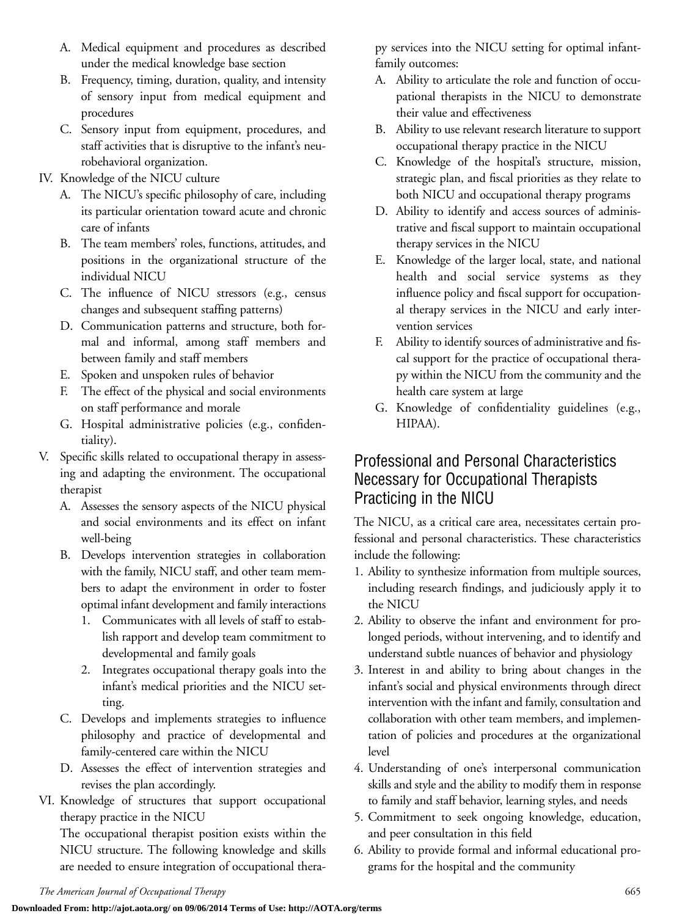A. Medical equipment and procedures as described under the medical knowledge base section
   B. Frequency, timing, duration, quality, and intensity of sensory input from medical equipment and procedures
   C. Sensory input from equipment, procedures, and staff activities that is disruptive to the infant's neurobehavioral organization.

IV. Knowledge of the NICU culture
   A. The NICU's specific philosophy of care, including its particular orientation toward acute and chronic care of infants
   B. The team members' roles, functions, attitudes, and positions in the organizational structure of the individual NICU
   C. The influence of NICU stressors (e.g., census changes and subsequent staffing patterns)
   D. Communication patterns and structure, both formal and informal, among staff members and between family and staff members
   E. Spoken and unspoken rules of behavior
   F. The effect of the physical and social environments on staff performance and morale
   G. Hospital administrative policies (e.g., confidentiality).

V. Specific skills related to occupational therapy in assessing and adapting the environment. The occupational therapist
   A. Assesses the sensory aspects of the NICU physical and social environments and its effect on infant well-being
   B. Develops intervention strategies in collaboration with the family, NICU staff, and other team members to adapt the environment in order to foster optimal infant development and family interactions
      1. Communicates with all levels of staff to establish rapport and develop team commitment to developmental and family goals
      2. Integrates occupational therapy goals into the infant's medical priorities and the NICU setting.
   C. Develops and implements strategies to influence philosophy and practice of developmental and family-centered care within the NICU
   D. Assesses the effect of intervention strategies and revises the plan accordingly.

VI. Knowledge of structures that support occupational therapy practice in the NICU

   The occupational therapist position exists within the NICU structure. The following knowledge and skills are needed to ensure integration of occupational therapy services into the NICU setting for optimal infant-family outcomes:
   A. Ability to articulate the role and function of occupational therapists in the NICU to demonstrate their value and effectiveness
   B. Ability to use relevant research literature to support occupational therapy practice in the NICU
   C. Knowledge of the hospital's structure, mission, strategic plan, and fiscal priorities as they relate to both NICU and occupational therapy programs
   D. Ability to identify and access sources of administrative and fiscal support to maintain occupational therapy services in the NICU
   E. Knowledge of the larger local, state, and national health and social service systems as they influence policy and fiscal support for occupational therapy services in the NICU and early intervention services
   F. Ability to identify sources of administrative and fiscal support for the practice of occupational therapy within the NICU from the community and the health care system at large
   G. Knowledge of confidentiality guidelines (e.g., HIPAA).

## Professional and Personal Characteristics Necessary for Occupational Therapists Practicing in the NICU

The NICU, as a critical care area, necessitates certain professional and personal characteristics. These characteristics include the following:

1. Ability to synthesize information from multiple sources, including research findings, and judiciously apply it to the NICU
2. Ability to observe the infant and environment for prolonged periods, without intervening, and to identify and understand subtle nuances of behavior and physiology
3. Interest in and ability to bring about changes in the infant's social and physical environments through direct intervention with the infant and family, consultation and collaboration with other team members, and implementation of policies and procedures at the organizational level
4. Understanding of one's interpersonal communication skills and style and the ability to modify them in response to family and staff behavior, learning styles, and needs
5. Commitment to seek ongoing knowledge, education, and peer consultation in this field
6. Ability to provide formal and informal educational programs for the hospital and the community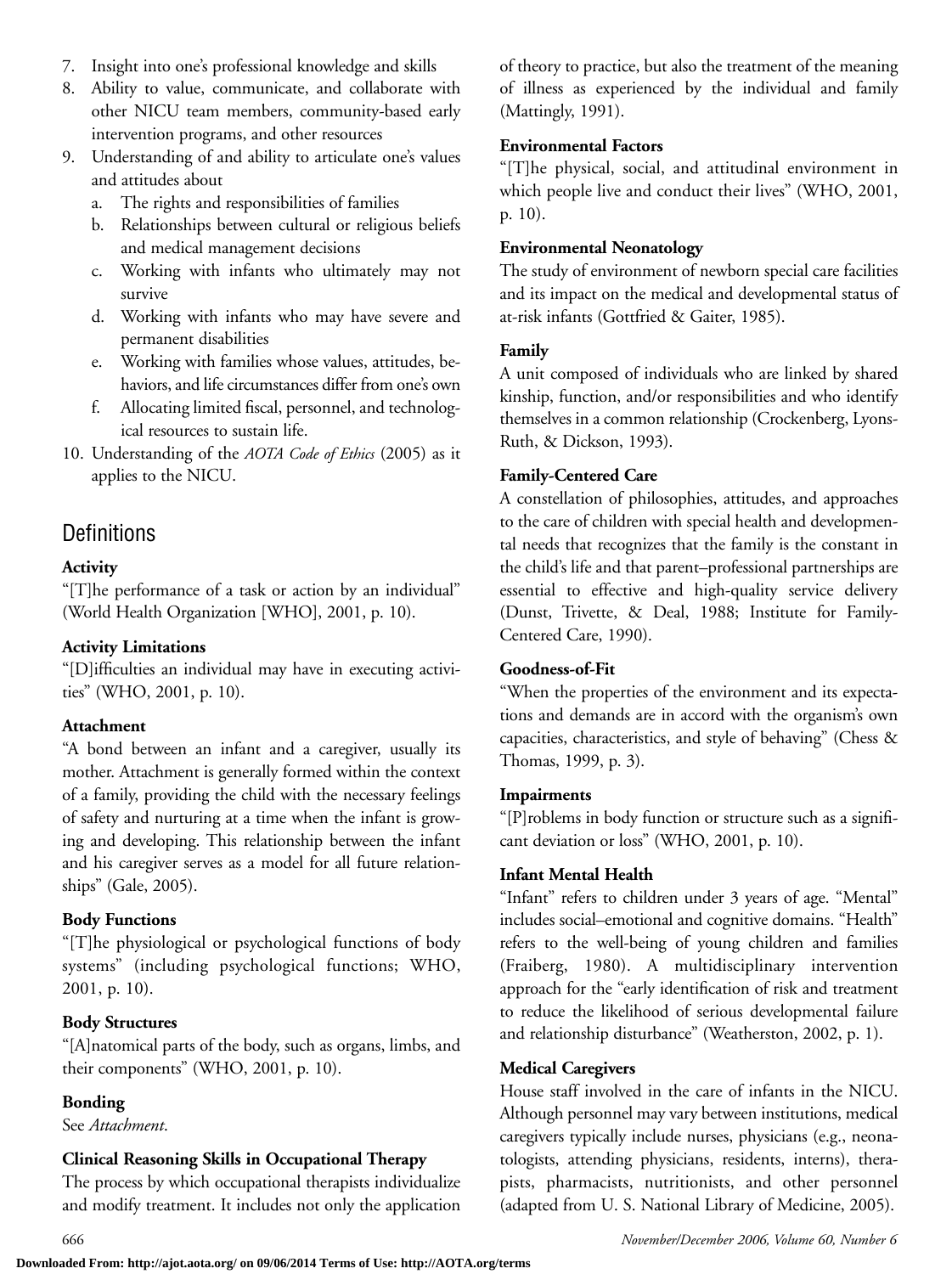7. Insight into one's professional knowledge and skills
8. Ability to value, communicate, and collaborate with other NICU team members, community-based early intervention programs, and other resources
9. Understanding of and ability to articulate one's values and attitudes about
   a. The rights and responsibilities of families
   b. Relationships between cultural or religious beliefs and medical management decisions
   c. Working with infants who ultimately may not survive
   d. Working with infants who may have severe and permanent disabilities
   e. Working with families whose values, attitudes, behaviors, and life circumstances differ from one's own
   f. Allocating limited fiscal, personnel, and technological resources to sustain life.
10. Understanding of the *AOTA Code of Ethics* (2005) as it applies to the NICU.

## Definitions

**Activity**

"[T]he performance of a task or action by an individual" (World Health Organization [WHO], 2001, p. 10).

**Activity Limitations**

"[D]ifficulties an individual may have in executing activities" (WHO, 2001, p. 10).

**Attachment**

"A bond between an infant and a caregiver, usually its mother. Attachment is generally formed within the context of a family, providing the child with the necessary feelings of safety and nurturing at a time when the infant is growing and developing. This relationship between the infant and his caregiver serves as a model for all future relationships" (Gale, 2005).

**Body Functions**

"[T]he physiological or psychological functions of body systems" (including psychological functions; WHO, 2001, p. 10).

**Body Structures**

"[A]natomical parts of the body, such as organs, limbs, and their components" (WHO, 2001, p. 10).

**Bonding**

See *Attachment*.

**Clinical Reasoning Skills in Occupational Therapy**

The process by which occupational therapists individualize and modify treatment. It includes not only the application of theory to practice, but also the treatment of the meaning of illness as experienced by the individual and family (Mattingly, 1991).

**Environmental Factors**

"[T]he physical, social, and attitudinal environment in which people live and conduct their lives" (WHO, 2001, p. 10).

**Environmental Neonatology**

The study of environment of newborn special care facilities and its impact on the medical and developmental status of at-risk infants (Gottfried & Gaiter, 1985).

**Family**

A unit composed of individuals who are linked by shared kinship, function, and/or responsibilities and who identify themselves in a common relationship (Crockenberg, Lyons-Ruth, & Dickson, 1993).

**Family-Centered Care**

A constellation of philosophies, attitudes, and approaches to the care of children with special health and developmental needs that recognizes that the family is the constant in the child's life and that parent–professional partnerships are essential to effective and high-quality service delivery (Dunst, Trivette, & Deal, 1988; Institute for Family-Centered Care, 1990).

**Goodness-of-Fit**

"When the properties of the environment and its expectations and demands are in accord with the organism's own capacities, characteristics, and style of behaving" (Chess & Thomas, 1999, p. 3).

**Impairments**

"[P]roblems in body function or structure such as a significant deviation or loss" (WHO, 2001, p. 10).

**Infant Mental Health**

"Infant" refers to children under 3 years of age. "Mental" includes social–emotional and cognitive domains. "Health" refers to the well-being of young children and families (Fraiberg, 1980). A multidisciplinary intervention approach for the "early identification of risk and treatment to reduce the likelihood of serious developmental failure and relationship disturbance" (Weatherston, 2002, p. 1).

**Medical Caregivers**

House staff involved in the care of infants in the NICU. Although personnel may vary between institutions, medical caregivers typically include nurses, physicians (e.g., neonatologists, attending physicians, residents, interns), therapists, pharmacists, nutritionists, and other personnel (adapted from U. S. National Library of Medicine, 2005).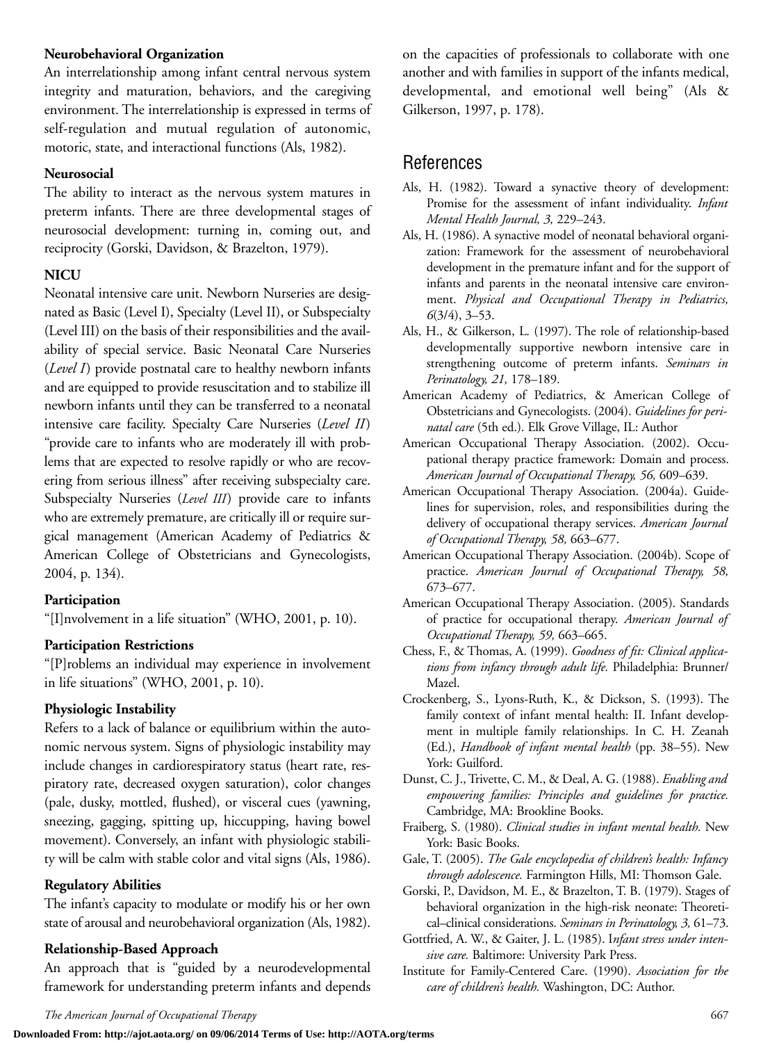**Neurobehavioral Organization**

An interrelationship among infant central nervous system integrity and maturation, behaviors, and the caregiving environment. The interrelationship is expressed in terms of self-regulation and mutual regulation of autonomic, motoric, state, and interactional functions (Als, 1982).

**Neurosocial**

The ability to interact as the nervous system matures in preterm infants. There are three developmental stages of neurosocial development: turning in, coming out, and reciprocity (Gorski, Davidson, & Brazelton, 1979).

**NICU**

Neonatal intensive care unit. Newborn Nurseries are designated as Basic (Level I), Specialty (Level II), or Subspecialty (Level III) on the basis of their responsibilities and the availability of special service. Basic Neonatal Care Nurseries (*Level I*) provide postnatal care to healthy newborn infants and are equipped to provide resuscitation and to stabilize ill newborn infants until they can be transferred to a neonatal intensive care facility. Specialty Care Nurseries (*Level II*) "provide care to infants who are moderately ill with problems that are expected to resolve rapidly or who are recovering from serious illness" after receiving subspecialty care. Subspecialty Nurseries (*Level III*) provide care to infants who are extremely premature, are critically ill or require surgical management (American Academy of Pediatrics & American College of Obstetricians and Gynecologists, 2004, p. 134).

**Participation**

"[I]nvolvement in a life situation" (WHO, 2001, p. 10).

**Participation Restrictions**

"[P]roblems an individual may experience in involvement in life situations" (WHO, 2001, p. 10).

**Physiologic Instability**

Refers to a lack of balance or equilibrium within the autonomic nervous system. Signs of physiologic instability may include changes in cardiorespiratory status (heart rate, respiratory rate, decreased oxygen saturation), color changes (pale, dusky, mottled, flushed), or visceral cues (yawning, sneezing, gagging, spitting up, hiccupping, having bowel movement). Conversely, an infant with physiologic stability will be calm with stable color and vital signs (Als, 1986).

**Regulatory Abilities**

The infant's capacity to modulate or modify his or her own state of arousal and neurobehavioral organization (Als, 1982).

**Relationship-Based Approach**

An approach that is "guided by a neurodevelopmental framework for understanding preterm infants and depends on the capacities of professionals to collaborate with one another and with families in support of the infants medical, developmental, and emotional well being" (Als & Gilkerson, 1997, p. 178).

## References

Als, H. (1982). Toward a synactive theory of development: Promise for the assessment of infant individuality. *Infant Mental Health Journal, 3,* 229–243.

Als, H. (1986). A synactive model of neonatal behavioral organization: Framework for the assessment of neurobehavioral development in the premature infant and for the support of infants and parents in the neonatal intensive care environment. *Physical and Occupational Therapy in Pediatrics, 6*(3/4), 3–53.

Als, H., & Gilkerson, L. (1997). The role of relationship-based developmentally supportive newborn intensive care in strengthening outcome of preterm infants. *Seminars in Perinatology, 21,* 178–189.

American Academy of Pediatrics, & American College of Obstetricians and Gynecologists. (2004). *Guidelines for perinatal care* (5th ed.). Elk Grove Village, IL: Author

American Occupational Therapy Association. (2002). Occupational therapy practice framework: Domain and process. *American Journal of Occupational Therapy, 56,* 609–639.

American Occupational Therapy Association. (2004a). Guidelines for supervision, roles, and responsibilities during the delivery of occupational therapy services. *American Journal of Occupational Therapy, 58,* 663–677.

American Occupational Therapy Association. (2004b). Scope of practice. *American Journal of Occupational Therapy, 58,* 673–677.

American Occupational Therapy Association. (2005). Standards of practice for occupational therapy. *American Journal of Occupational Therapy, 59,* 663–665.

Chess, F., & Thomas, A. (1999). *Goodness of fit: Clinical applications from infancy through adult life.* Philadelphia: Brunner/Mazel.

Crockenberg, S., Lyons-Ruth, K., & Dickson, S. (1993). The family context of infant mental health: II. Infant development in multiple family relationships. In C. H. Zeanah (Ed.), *Handbook of infant mental health* (pp. 38–55). New York: Guilford.

Dunst, C. J., Trivette, C. M., & Deal, A. G. (1988). *Enabling and empowering families: Principles and guidelines for practice.* Cambridge, MA: Brookline Books.

Fraiberg, S. (1980). *Clinical studies in infant mental health.* New York: Basic Books.

Gale, T. (2005). *The Gale encyclopedia of children's health: Infancy through adolescence.* Farmington Hills, MI: Thomson Gale.

Gorski, P., Davidson, M. E., & Brazelton, T. B. (1979). Stages of behavioral organization in the high-risk neonate: Theoretical–clinical considerations. *Seminars in Perinatology, 3,* 61–73.

Gottfried, A. W., & Gaiter, J. L. (1985). I*nfant stress under intensive care.* Baltimore: University Park Press.

Institute for Family-Centered Care. (1990). *Association for the care of children's health.* Washington, DC: Author.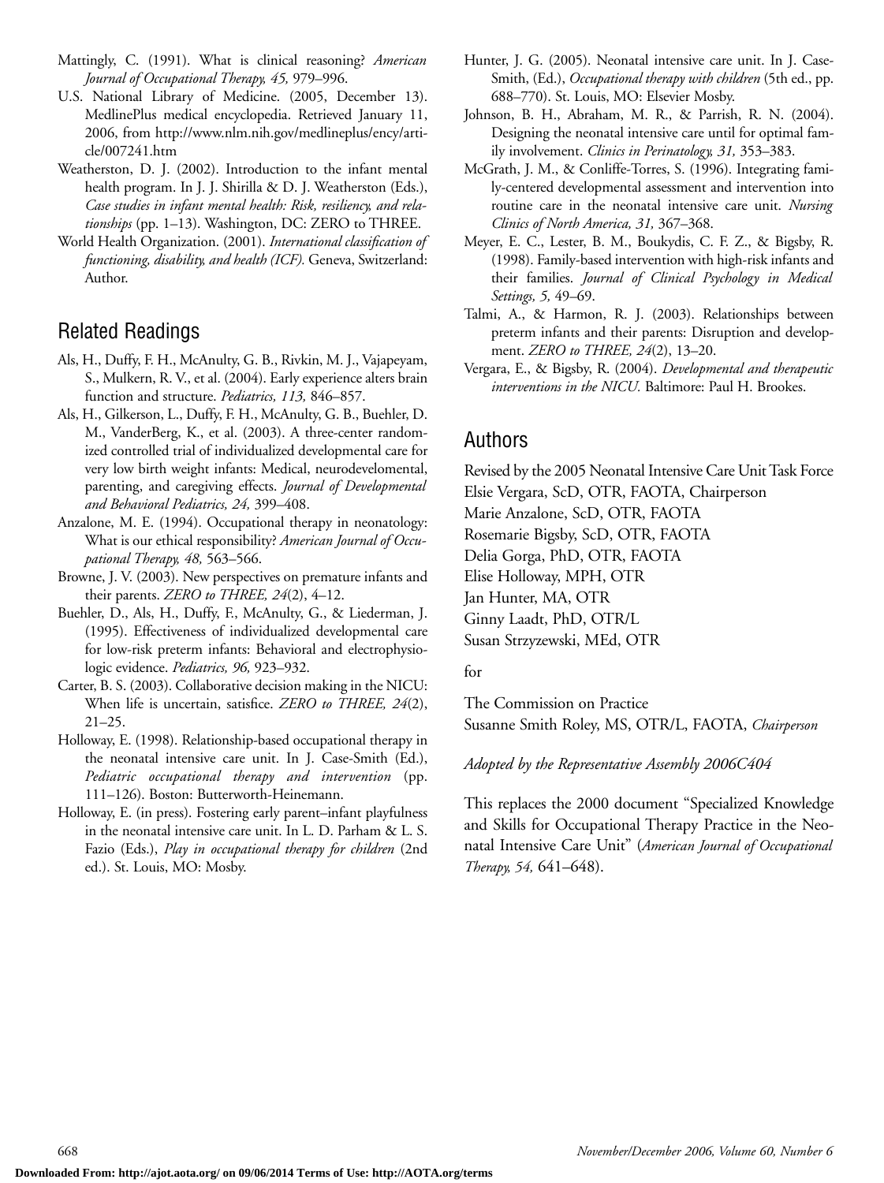Mattingly, C. (1991). What is clinical reasoning? *American Journal of Occupational Therapy, 45,* 979–996.

U.S. National Library of Medicine. (2005, December 13). MedlinePlus medical encyclopedia. Retrieved January 11, 2006, from http://www.nlm.nih.gov/medlineplus/ency/article/007241.htm

Weatherston, D. J. (2002). Introduction to the infant mental health program. In J. J. Shirilla & D. J. Weatherston (Eds.), *Case studies in infant mental health: Risk, resiliency, and relationships* (pp. 1–13). Washington, DC: ZERO to THREE.

World Health Organization. (2001). *International classification of functioning, disability, and health (ICF).* Geneva, Switzerland: Author.

## Related Readings

Als, H., Duffy, F. H., McAnulty, G. B., Rivkin, M. J., Vajapeyam, S., Mulkern, R. V., et al. (2004). Early experience alters brain function and structure. *Pediatrics, 113,* 846–857.

Als, H., Gilkerson, L., Duffy, F. H., McAnulty, G. B., Buehler, D. M., VanderBerg, K., et al. (2003). A three-center randomized controlled trial of individualized developmental care for very low birth weight infants: Medical, neurodevelomental, parenting, and caregiving effects. *Journal of Developmental and Behavioral Pediatrics, 24,* 399–408.

Anzalone, M. E. (1994). Occupational therapy in neonatology: What is our ethical responsibility? *American Journal of Occupational Therapy, 48,* 563–566.

Browne, J. V. (2003). New perspectives on premature infants and their parents. *ZERO to THREE, 24*(2), 4–12.

Buehler, D., Als, H., Duffy, F., McAnulty, G., & Liederman, J. (1995). Effectiveness of individualized developmental care for low-risk preterm infants: Behavioral and electrophysiologic evidence. *Pediatrics, 96,* 923–932.

Carter, B. S. (2003). Collaborative decision making in the NICU: When life is uncertain, satisfice. *ZERO to THREE, 24*(2), 21–25.

Holloway, E. (1998). Relationship-based occupational therapy in the neonatal intensive care unit. In J. Case-Smith (Ed.), *Pediatric occupational therapy and intervention* (pp. 111–126). Boston: Butterworth-Heinemann.

Holloway, E. (in press). Fostering early parent–infant playfulness in the neonatal intensive care unit. In L. D. Parham & L. S. Fazio (Eds.), *Play in occupational therapy for children* (2nd ed.). St. Louis, MO: Mosby.

Hunter, J. G. (2005). Neonatal intensive care unit. In J. Case-Smith, (Ed.), *Occupational therapy with children* (5th ed., pp. 688–770). St. Louis, MO: Elsevier Mosby.

Johnson, B. H., Abraham, M. R., & Parrish, R. N. (2004). Designing the neonatal intensive care until for optimal family involvement. *Clinics in Perinatology, 31,* 353–383.

McGrath, J. M., & Conliffe-Torres, S. (1996). Integrating family-centered developmental assessment and intervention into routine care in the neonatal intensive care unit. *Nursing Clinics of North America, 31,* 367–368.

Meyer, E. C., Lester, B. M., Boukydis, C. F. Z., & Bigsby, R. (1998). Family-based intervention with high-risk infants and their families. *Journal of Clinical Psychology in Medical Settings, 5,* 49–69.

Talmi, A., & Harmon, R. J. (2003). Relationships between preterm infants and their parents: Disruption and development. *ZERO to THREE, 24*(2), 13–20.

Vergara, E., & Bigsby, R. (2004). *Developmental and therapeutic interventions in the NICU.* Baltimore: Paul H. Brookes.

## Authors

Revised by the 2005 Neonatal Intensive Care Unit Task Force
Elsie Vergara, ScD, OTR, FAOTA, Chairperson
Marie Anzalone, ScD, OTR, FAOTA
Rosemarie Bigsby, ScD, OTR, FAOTA
Delia Gorga, PhD, OTR, FAOTA
Elise Holloway, MPH, OTR
Jan Hunter, MA, OTR
Ginny Laadt, PhD, OTR/L
Susan Strzyzewski, MEd, OTR

for

The Commission on Practice
Susanne Smith Roley, MS, OTR/L, FAOTA, *Chairperson*

*Adopted by the Representative Assembly 2006C404*

This replaces the 2000 document "Specialized Knowledge and Skills for Occupational Therapy Practice in the Neonatal Intensive Care Unit" (*American Journal of Occupational Therapy, 54,* 641–648).